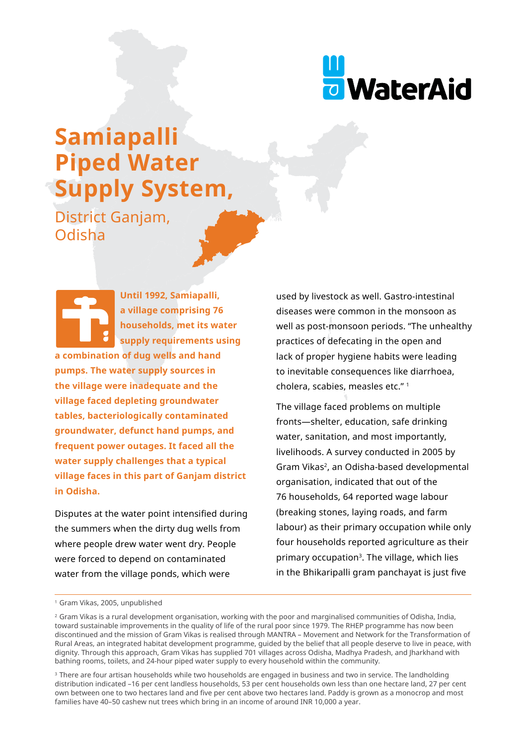# Samiapalli Piped Water Supply System,

## District Ganjam, Odisha

**Until 1992, Samiapalli, a village comprising 76 households, met its water supply requirements using a combination of dug wells and hand pumps. The water supply sources in the village were inadequate and the village faced depleting groundwater tables, bacteriologically contaminated groundwater, defunct hand pumps, and frequent power outages. It faced all the water supply challenges that a typical village faces in this part of Ganjam district in Odisha.**

Disputes at the water point intensified during the summers when the dirty dug wells from where people drew water went dry. People were forced to depend on contaminated water from the village ponds, which were used by livestock as well. Gastro-intestinal diseases were common in the monsoon as well as post-monsoon periods. "The unhealthy practices of defecating in the open and lack of proper hygiene habits were leading to inevitable consequences like diarrhoea, cholera, scabies, measles etc." [1]

The village faced problems on multiple fronts—shelter, education, safe drinking water, sanitation, and most importantly, livelihoods. A survey conducted in 2005 by Gram Vikas[2], an Odisha-based developmental organisation, indicated that out of the 76 households, 64 reported wage labour (breaking stones, laying roads, and farm labour) as their primary occupation while only four households reported agriculture as their primary occupation[3]. The village, which lies in the Bhikaripalli gram panchayat is just five

---

[1] Gram Vikas, 2005, unpublished

[2] Gram Vikas is a rural development organisation, working with the poor and marginalised communities of Odisha, India, toward sustainable improvements in the quality of life of the rural poor since 1979. The RHEP programme has now been discontinued and the mission of Gram Vikas is realised through MANTRA – Movement and Network for the Transformation of Rural Areas, an integrated habitat development programme, guided by the belief that all people deserve to live in peace, with dignity. Through this approach, Gram Vikas has supplied 701 villages across Odisha, Madhya Pradesh, and Jharkhand with bathing rooms, toilets, and 24-hour piped water supply to every household within the community.

[3] There are four artisan households while two households are engaged in business and two in service. The landholding distribution indicated –16 per cent landless households, 53 per cent households own less than one hectare land, 27 per cent own between one to two hectares land and five per cent above two hectares land. Paddy is grown as a monocrop and most families have 40–50 cashew nut trees which bring in an income of around INR 10,000 a year.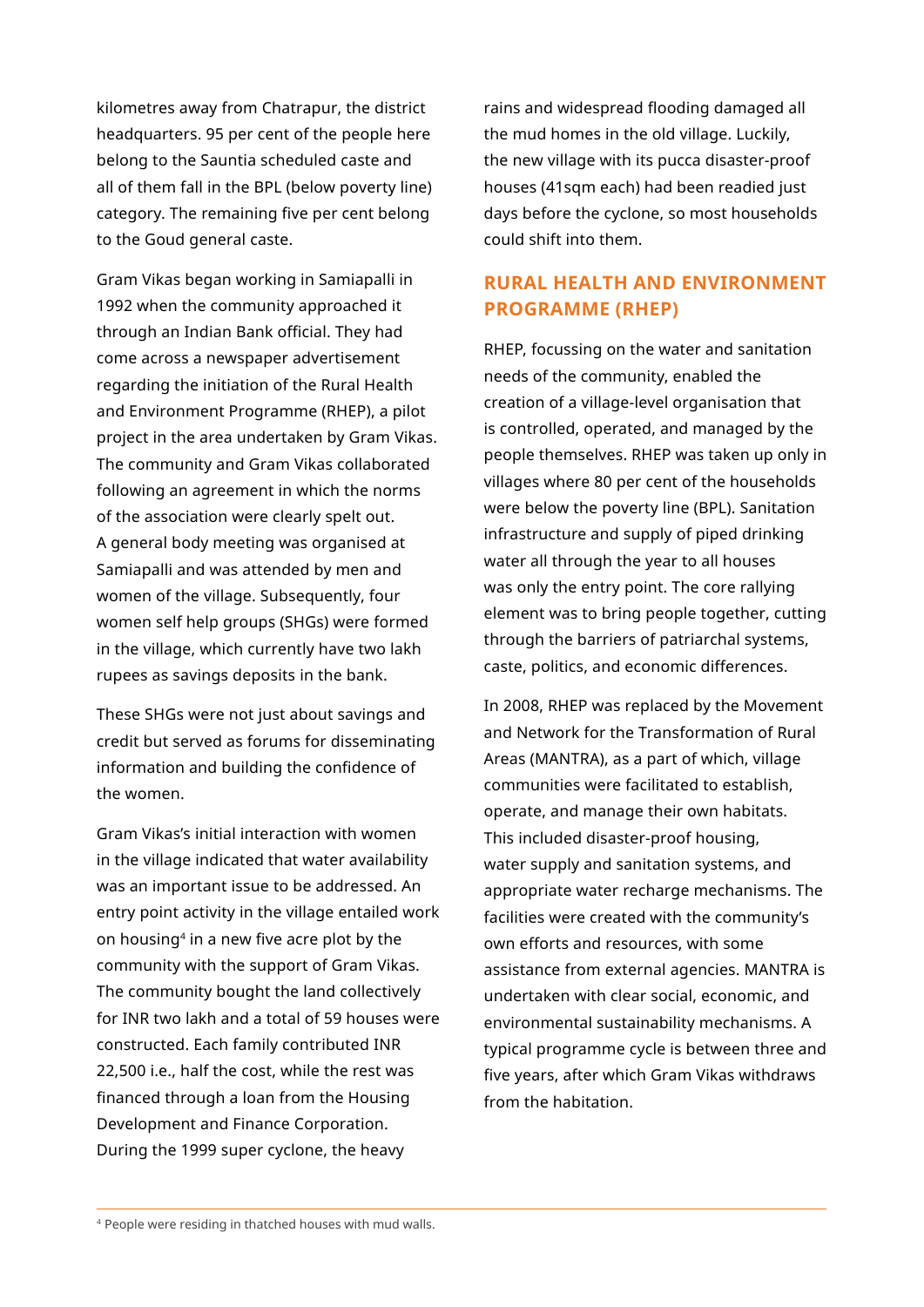kilometres away from Chatrapur, the district headquarters. 95 per cent of the people here belong to the Sauntia scheduled caste and all of them fall in the BPL (below poverty line) category. The remaining five per cent belong to the Goud general caste.

Gram Vikas began working in Samiapalli in 1992 when the community approached it through an Indian Bank official. They had come across a newspaper advertisement regarding the initiation of the Rural Health and Environment Programme (RHEP), a pilot project in the area undertaken by Gram Vikas. The community and Gram Vikas collaborated following an agreement in which the norms of the association were clearly spelt out. A general body meeting was organised at Samiapalli and was attended by men and women of the village. Subsequently, four women self help groups (SHGs) were formed in the village, which currently have two lakh rupees as savings deposits in the bank.

These SHGs were not just about savings and credit but served as forums for disseminating information and building the confidence of the women.

Gram Vikas's initial interaction with women in the village indicated that water availability was an important issue to be addressed. An entry point activity in the village entailed work on housing[4] in a new five acre plot by the community with the support of Gram Vikas. The community bought the land collectively for INR two lakh and a total of 59 houses were constructed. Each family contributed INR 22,500 i.e., half the cost, while the rest was financed through a loan from the Housing Development and Finance Corporation. During the 1999 super cyclone, the heavy rains and widespread flooding damaged all the mud homes in the old village. Luckily, the new village with its pucca disaster-proof houses (41sqm each) had been readied just days before the cyclone, so most households could shift into them.

## RURAL HEALTH AND ENVIRONMENT PROGRAMME (RHEP)

RHEP, focussing on the water and sanitation needs of the community, enabled the creation of a village-level organisation that is controlled, operated, and managed by the people themselves. RHEP was taken up only in villages where 80 per cent of the households were below the poverty line (BPL). Sanitation infrastructure and supply of piped drinking water all through the year to all houses was only the entry point. The core rallying element was to bring people together, cutting through the barriers of patriarchal systems, caste, politics, and economic differences.

In 2008, RHEP was replaced by the Movement and Network for the Transformation of Rural Areas (MANTRA), as a part of which, village communities were facilitated to establish, operate, and manage their own habitats. This included disaster-proof housing, water supply and sanitation systems, and appropriate water recharge mechanisms. The facilities were created with the community's own efforts and resources, with some assistance from external agencies. MANTRA is undertaken with clear social, economic, and environmental sustainability mechanisms. A typical programme cycle is between three and five years, after which Gram Vikas withdraws from the habitation.

---

[4] People were residing in thatched houses with mud walls.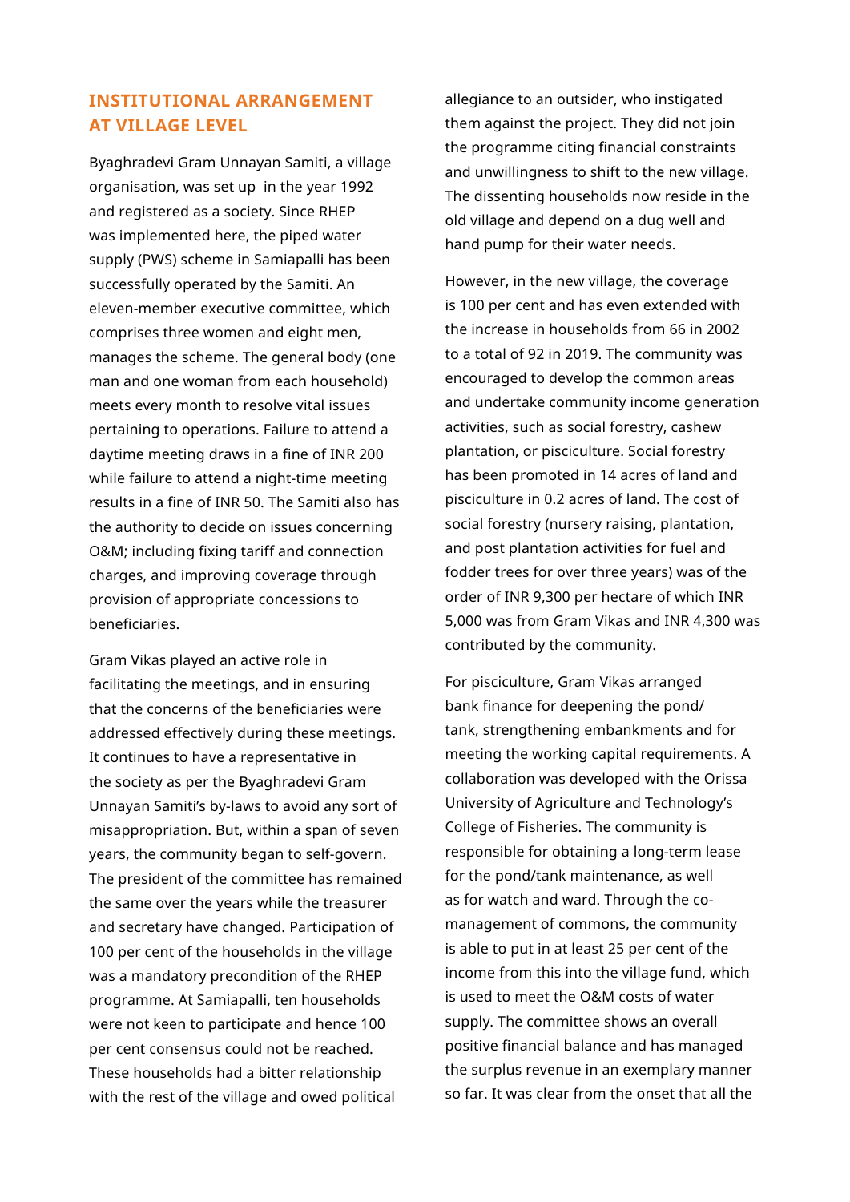## INSTITUTIONAL ARRANGEMENT AT VILLAGE LEVEL

Byaghradevi Gram Unnayan Samiti, a village organisation, was set up in the year 1992 and registered as a society. Since RHEP was implemented here, the piped water supply (PWS) scheme in Samiapalli has been successfully operated by the Samiti. An eleven-member executive committee, which comprises three women and eight men, manages the scheme. The general body (one man and one woman from each household) meets every month to resolve vital issues pertaining to operations. Failure to attend a daytime meeting draws in a fine of INR 200 while failure to attend a night-time meeting results in a fine of INR 50. The Samiti also has the authority to decide on issues concerning O&M; including fixing tariff and connection charges, and improving coverage through provision of appropriate concessions to beneficiaries.

Gram Vikas played an active role in facilitating the meetings, and in ensuring that the concerns of the beneficiaries were addressed effectively during these meetings. It continues to have a representative in the society as per the Byaghradevi Gram Unnayan Samiti's by-laws to avoid any sort of misappropriation. But, within a span of seven years, the community began to self-govern. The president of the committee has remained the same over the years while the treasurer and secretary have changed. Participation of 100 per cent of the households in the village was a mandatory precondition of the RHEP programme. At Samiapalli, ten households were not keen to participate and hence 100 per cent consensus could not be reached. These households had a bitter relationship with the rest of the village and owed political allegiance to an outsider, who instigated them against the project. They did not join the programme citing financial constraints and unwillingness to shift to the new village. The dissenting households now reside in the old village and depend on a dug well and hand pump for their water needs.

However, in the new village, the coverage is 100 per cent and has even extended with the increase in households from 66 in 2002 to a total of 92 in 2019. The community was encouraged to develop the common areas and undertake community income generation activities, such as social forestry, cashew plantation, or pisciculture. Social forestry has been promoted in 14 acres of land and pisciculture in 0.2 acres of land. The cost of social forestry (nursery raising, plantation, and post plantation activities for fuel and fodder trees for over three years) was of the order of INR 9,300 per hectare of which INR 5,000 was from Gram Vikas and INR 4,300 was contributed by the community.

For pisciculture, Gram Vikas arranged bank finance for deepening the pond/tank, strengthening embankments and for meeting the working capital requirements. A collaboration was developed with the Orissa University of Agriculture and Technology's College of Fisheries. The community is responsible for obtaining a long-term lease for the pond/tank maintenance, as well as for watch and ward. Through the co-management of commons, the community is able to put in at least 25 per cent of the income from this into the village fund, which is used to meet the O&M costs of water supply. The committee shows an overall positive financial balance and has managed the surplus revenue in an exemplary manner so far. It was clear from the onset that all the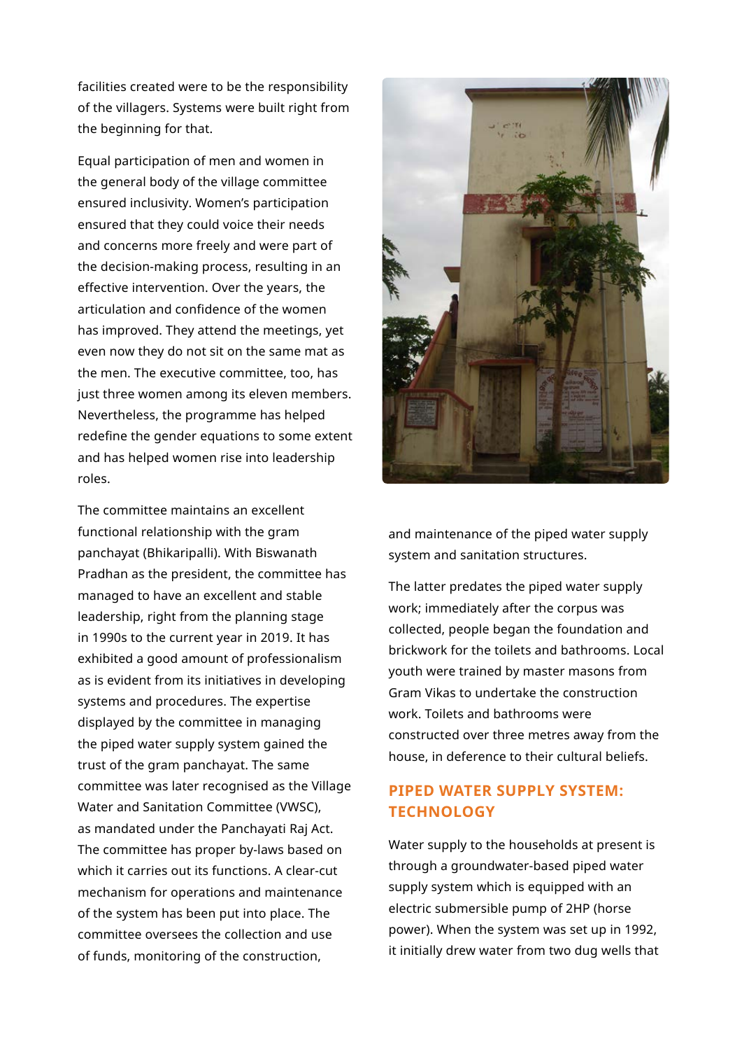facilities created were to be the responsibility of the villagers. Systems were built right from the beginning for that.

Equal participation of men and women in the general body of the village committee ensured inclusivity. Women's participation ensured that they could voice their needs and concerns more freely and were part of the decision-making process, resulting in an effective intervention. Over the years, the articulation and confidence of the women has improved. They attend the meetings, yet even now they do not sit on the same mat as the men. The executive committee, too, has just three women among its eleven members. Nevertheless, the programme has helped redefine the gender equations to some extent and has helped women rise into leadership roles.

The committee maintains an excellent functional relationship with the gram panchayat (Bhikaripalli). With Biswanath Pradhan as the president, the committee has managed to have an excellent and stable leadership, right from the planning stage in 1990s to the current year in 2019. It has exhibited a good amount of professionalism as is evident from its initiatives in developing systems and procedures. The expertise displayed by the committee in managing the piped water supply system gained the trust of the gram panchayat. The same committee was later recognised as the Village Water and Sanitation Committee (VWSC), as mandated under the Panchayati Raj Act. The committee has proper by-laws based on which it carries out its functions. A clear-cut mechanism for operations and maintenance of the system has been put into place. The committee oversees the collection and use of funds, monitoring of the construction, and maintenance of the piped water supply system and sanitation structures.

The latter predates the piped water supply work; immediately after the corpus was collected, people began the foundation and brickwork for the toilets and bathrooms. Local youth were trained by master masons from Gram Vikas to undertake the construction work. Toilets and bathrooms were constructed over three metres away from the house, in deference to their cultural beliefs.

## PIPED WATER SUPPLY SYSTEM: TECHNOLOGY

Water supply to the households at present is through a groundwater-based piped water supply system which is equipped with an electric submersible pump of 2HP (horse power). When the system was set up in 1992, it initially drew water from two dug wells that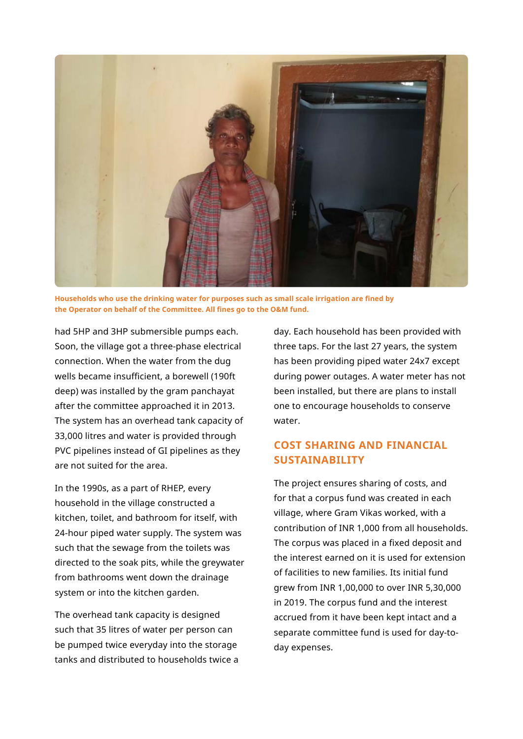**Households who use the drinking water for purposes such as small scale irrigation are fined by the Operator on behalf of the Committee. All fines go to the O&M fund.**

had 5HP and 3HP submersible pumps each. Soon, the village got a three-phase electrical connection. When the water from the dug wells became insufficient, a borewell (190ft deep) was installed by the gram panchayat after the committee approached it in 2013. The system has an overhead tank capacity of 33,000 litres and water is provided through PVC pipelines instead of GI pipelines as they are not suited for the area.

In the 1990s, as a part of RHEP, every household in the village constructed a kitchen, toilet, and bathroom for itself, with 24-hour piped water supply. The system was such that the sewage from the toilets was directed to the soak pits, while the greywater from bathrooms went down the drainage system or into the kitchen garden.

The overhead tank capacity is designed such that 35 litres of water per person can be pumped twice everyday into the storage tanks and distributed to households twice a day. Each household has been provided with three taps. For the last 27 years, the system has been providing piped water 24x7 except during power outages. A water meter has not been installed, but there are plans to install one to encourage households to conserve water.

## COST SHARING AND FINANCIAL SUSTAINABILITY

The project ensures sharing of costs, and for that a corpus fund was created in each village, where Gram Vikas worked, with a contribution of INR 1,000 from all households. The corpus was placed in a fixed deposit and the interest earned on it is used for extension of facilities to new families. Its initial fund grew from INR 1,00,000 to over INR 5,30,000 in 2019. The corpus fund and the interest accrued from it have been kept intact and a separate committee fund is used for day-to-day expenses.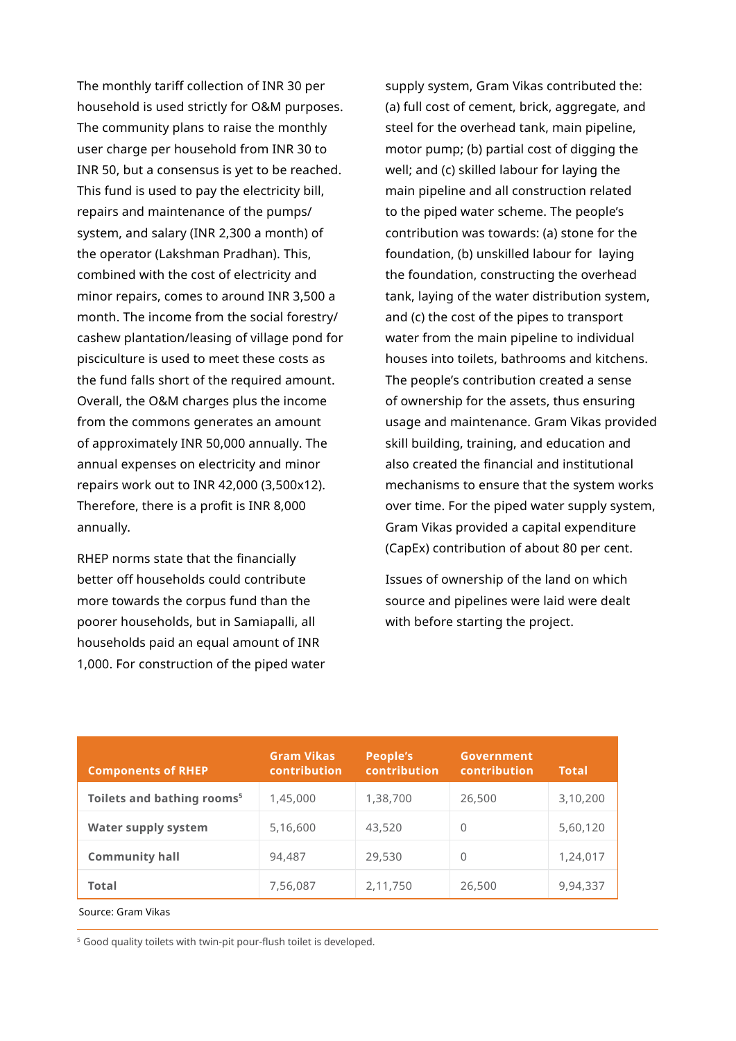The monthly tariff collection of INR 30 per household is used strictly for O&M purposes. The community plans to raise the monthly user charge per household from INR 30 to INR 50, but a consensus is yet to be reached. This fund is used to pay the electricity bill, repairs and maintenance of the pumps/ system, and salary (INR 2,300 a month) of the operator (Lakshman Pradhan). This, combined with the cost of electricity and minor repairs, comes to around INR 3,500 a month. The income from the social forestry/ cashew plantation/leasing of village pond for pisciculture is used to meet these costs as the fund falls short of the required amount. Overall, the O&M charges plus the income from the commons generates an amount of approximately INR 50,000 annually. The annual expenses on electricity and minor repairs work out to INR 42,000 (3,500x12). Therefore, there is a profit is INR 8,000 annually.

RHEP norms state that the financially better off households could contribute more towards the corpus fund than the poorer households, but in Samiapalli, all households paid an equal amount of INR 1,000. For construction of the piped water supply system, Gram Vikas contributed the: (a) full cost of cement, brick, aggregate, and steel for the overhead tank, main pipeline, motor pump; (b) partial cost of digging the well; and (c) skilled labour for laying the main pipeline and all construction related to the piped water scheme. The people's contribution was towards: (a) stone for the foundation, (b) unskilled labour for laying the foundation, constructing the overhead tank, laying of the water distribution system, and (c) the cost of the pipes to transport water from the main pipeline to individual houses into toilets, bathrooms and kitchens. The people's contribution created a sense of ownership for the assets, thus ensuring usage and maintenance. Gram Vikas provided skill building, training, and education and also created the financial and institutional mechanisms to ensure that the system works over time. For the piped water supply system, Gram Vikas provided a capital expenditure (CapEx) contribution of about 80 per cent.

Issues of ownership of the land on which source and pipelines were laid were dealt with before starting the project.

| Components of RHEP | Gram Vikas contribution | People's contribution | Government contribution | Total |
|---|---|---|---|---|
| Toilets and bathing rooms[5] | 1,45,000 | 1,38,700 | 26,500 | 3,10,200 |
| Water supply system | 5,16,600 | 43,520 | 0 | 5,60,120 |
| Community hall | 94,487 | 29,530 | 0 | 1,24,017 |
| Total | 7,56,087 | 2,11,750 | 26,500 | 9,94,337 |

Source: Gram Vikas

[5] Good quality toilets with twin-pit pour-flush toilet is developed.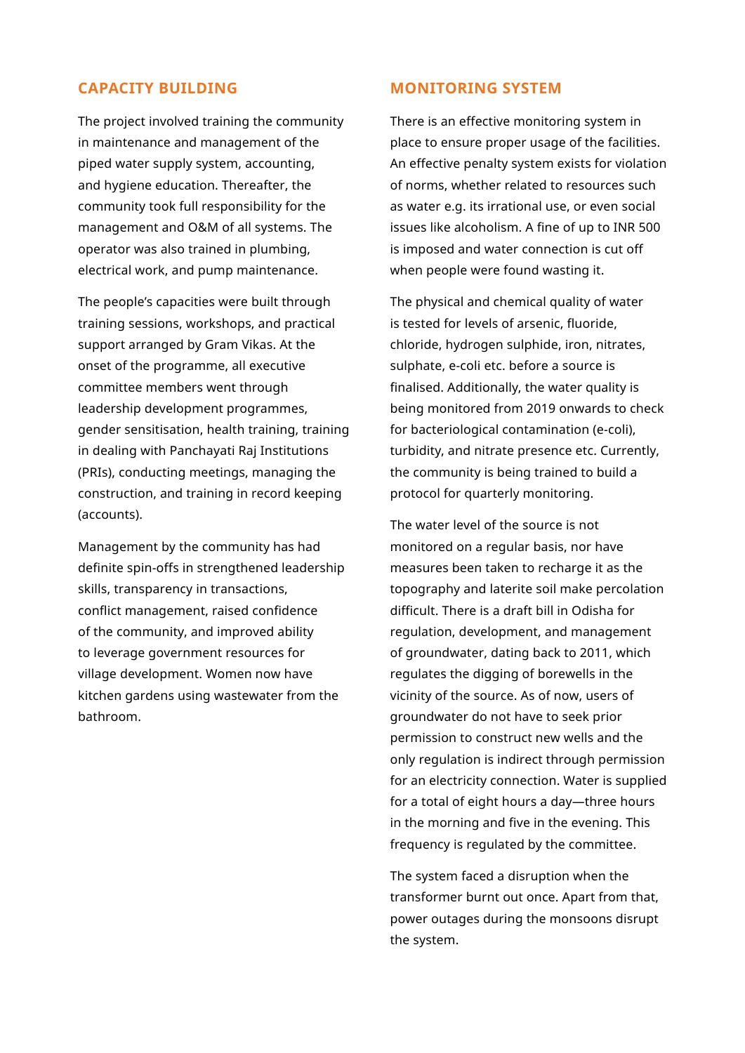## CAPACITY BUILDING

The project involved training the community in maintenance and management of the piped water supply system, accounting, and hygiene education. Thereafter, the community took full responsibility for the management and O&M of all systems. The operator was also trained in plumbing, electrical work, and pump maintenance.

The people's capacities were built through training sessions, workshops, and practical support arranged by Gram Vikas. At the onset of the programme, all executive committee members went through leadership development programmes, gender sensitisation, health training, training in dealing with Panchayati Raj Institutions (PRIs), conducting meetings, managing the construction, and training in record keeping (accounts).

Management by the community has had definite spin-offs in strengthened leadership skills, transparency in transactions, conflict management, raised confidence of the community, and improved ability to leverage government resources for village development. Women now have kitchen gardens using wastewater from the bathroom.

## MONITORING SYSTEM

There is an effective monitoring system in place to ensure proper usage of the facilities. An effective penalty system exists for violation of norms, whether related to resources such as water e.g. its irrational use, or even social issues like alcoholism. A fine of up to INR 500 is imposed and water connection is cut off when people were found wasting it.

The physical and chemical quality of water is tested for levels of arsenic, fluoride, chloride, hydrogen sulphide, iron, nitrates, sulphate, e-coli etc. before a source is finalised. Additionally, the water quality is being monitored from 2019 onwards to check for bacteriological contamination (e-coli), turbidity, and nitrate presence etc. Currently, the community is being trained to build a protocol for quarterly monitoring.

The water level of the source is not monitored on a regular basis, nor have measures been taken to recharge it as the topography and laterite soil make percolation difficult. There is a draft bill in Odisha for regulation, development, and management of groundwater, dating back to 2011, which regulates the digging of borewells in the vicinity of the source. As of now, users of groundwater do not have to seek prior permission to construct new wells and the only regulation is indirect through permission for an electricity connection. Water is supplied for a total of eight hours a day—three hours in the morning and five in the evening. This frequency is regulated by the committee.

The system faced a disruption when the transformer burnt out once. Apart from that, power outages during the monsoons disrupt the system.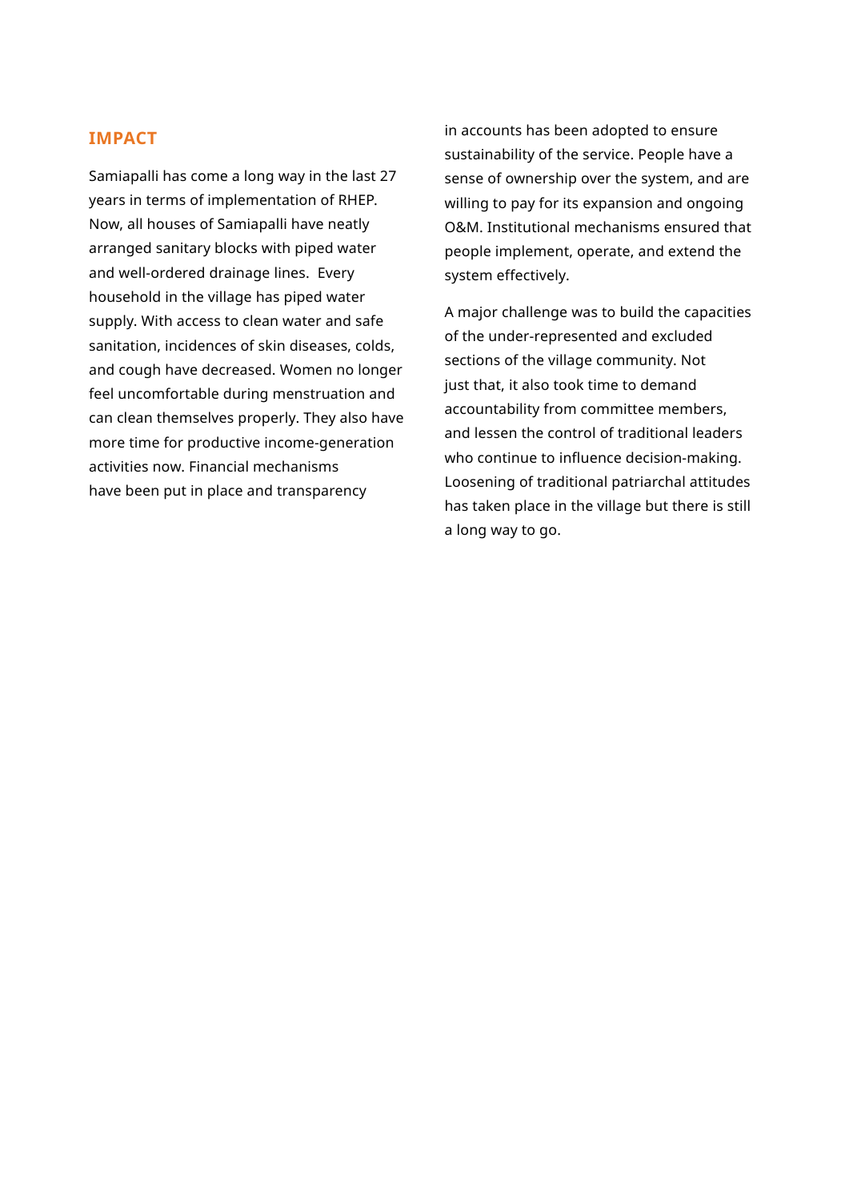## IMPACT

Samiapalli has come a long way in the last 27 years in terms of implementation of RHEP. Now, all houses of Samiapalli have neatly arranged sanitary blocks with piped water and well-ordered drainage lines. Every household in the village has piped water supply. With access to clean water and safe sanitation, incidences of skin diseases, colds, and cough have decreased. Women no longer feel uncomfortable during menstruation and can clean themselves properly. They also have more time for productive income-generation activities now. Financial mechanisms have been put in place and transparency in accounts has been adopted to ensure sustainability of the service. People have a sense of ownership over the system, and are willing to pay for its expansion and ongoing O&M. Institutional mechanisms ensured that people implement, operate, and extend the system effectively.

A major challenge was to build the capacities of the under-represented and excluded sections of the village community. Not just that, it also took time to demand accountability from committee members, and lessen the control of traditional leaders who continue to influence decision-making. Loosening of traditional patriarchal attitudes has taken place in the village but there is still a long way to go.